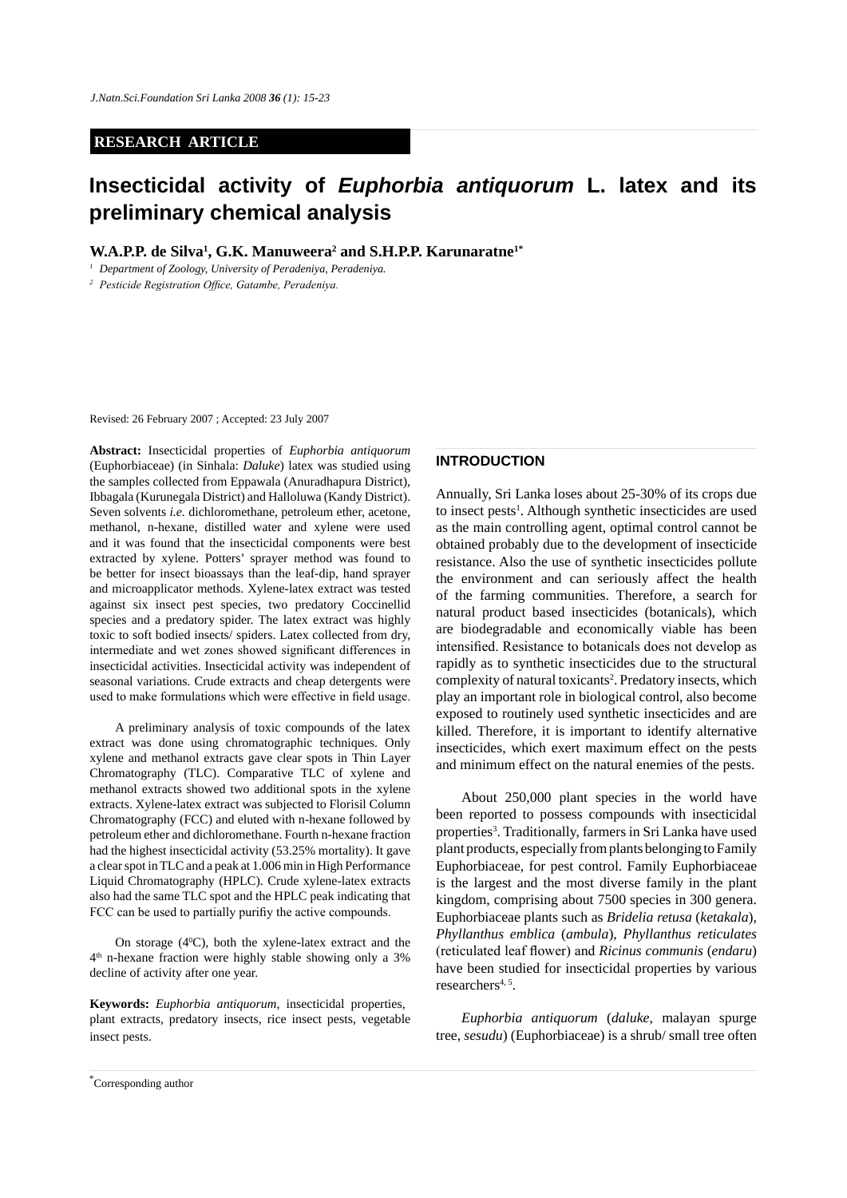RESEARCH ARTICLE

# Insecticidal activity of *Euphorbia antiquorum* L. latex and its preliminary chemical analysis

**W.A.P.P. de Silva[1], G.K. Manuweera[2] and S.H.P.P. Karunaratne[1*]**

[1] *Department of Zoology, University of Peradeniya, Peradeniya.*

[2] *Pesticide Registration Office, Gatambe, Peradeniya.*

Revised: 26 February 2007 ; Accepted: 23 July 2007

**Abstract:** Insecticidal properties of *Euphorbia antiquorum* (Euphorbiaceae) (in Sinhala: *Daluke*) latex was studied using the samples collected from Eppawala (Anuradhapura District), Ibbagala (Kurunegala District) and Halloluwa (Kandy District). Seven solvents *i.e.* dichloromethane, petroleum ether, acetone, methanol, n-hexane, distilled water and xylene were used and it was found that the insecticidal components were best extracted by xylene. Potters' sprayer method was found to be better for insect bioassays than the leaf-dip, hand sprayer and microapplicator methods. Xylene-latex extract was tested against six insect pest species, two predatory Coccinellid species and a predatory spider. The latex extract was highly toxic to soft bodied insects/ spiders. Latex collected from dry, intermediate and wet zones showed significant differences in insecticidal activities. Insecticidal activity was independent of seasonal variations. Crude extracts and cheap detergents were used to make formulations which were effective in field usage.

A preliminary analysis of toxic compounds of the latex extract was done using chromatographic techniques. Only xylene and methanol extracts gave clear spots in Thin Layer Chromatography (TLC). Comparative TLC of xylene and methanol extracts showed two additional spots in the xylene extracts. Xylene-latex extract was subjected to Florisil Column Chromatography (FCC) and eluted with n-hexane followed by petroleum ether and dichloromethane. Fourth n-hexane fraction had the highest insecticidal activity (53.25% mortality). It gave a clear spot in TLC and a peak at 1.006 min in High Performance Liquid Chromatography (HPLC). Crude xylene-latex extracts also had the same TLC spot and the HPLC peak indicating that FCC can be used to partially purifiy the active compounds.

On storage ($4^0$C), both the xylene-latex extract and the $4^{th}$ n-hexane fraction were highly stable showing only a 3% decline of activity after one year.

**Keywords:** *Euphorbia antiquorum*, insecticidal properties, plant extracts, predatory insects, rice insect pests, vegetable insect pests.

## INTRODUCTION

Annually, Sri Lanka loses about 25-30% of its crops due to insect pests[1]. Although synthetic insecticides are used as the main controlling agent, optimal control cannot be obtained probably due to the development of insecticide resistance. Also the use of synthetic insecticides pollute the environment and can seriously affect the health of the farming communities. Therefore, a search for natural product based insecticides (botanicals), which are biodegradable and economically viable has been intensified. Resistance to botanicals does not develop as rapidly as to synthetic insecticides due to the structural complexity of natural toxicants[2]. Predatory insects, which play an important role in biological control, also become exposed to routinely used synthetic insecticides and are killed. Therefore, it is important to identify alternative insecticides, which exert maximum effect on the pests and minimum effect on the natural enemies of the pests.

About 250,000 plant species in the world have been reported to possess compounds with insecticidal properties[3]. Traditionally, farmers in Sri Lanka have used plant products, especially from plants belonging to Family Euphorbiaceae, for pest control. Family Euphorbiaceae is the largest and the most diverse family in the plant kingdom, comprising about 7500 species in 300 genera. Euphorbiaceae plants such as *Bridelia retusa* (*ketakala*), *Phyllanthus emblica* (*ambula*), *Phyllanthus reticulates* (reticulated leaf flower) and *Ricinus communis* (*endaru*) have been studied for insecticidal properties by various researchers[4, 5].

*Euphorbia antiquorum* (*daluke*, malayan spurge tree, *sesudu*) (Euphorbiaceae) is a shrub/ small tree often

*Corresponding author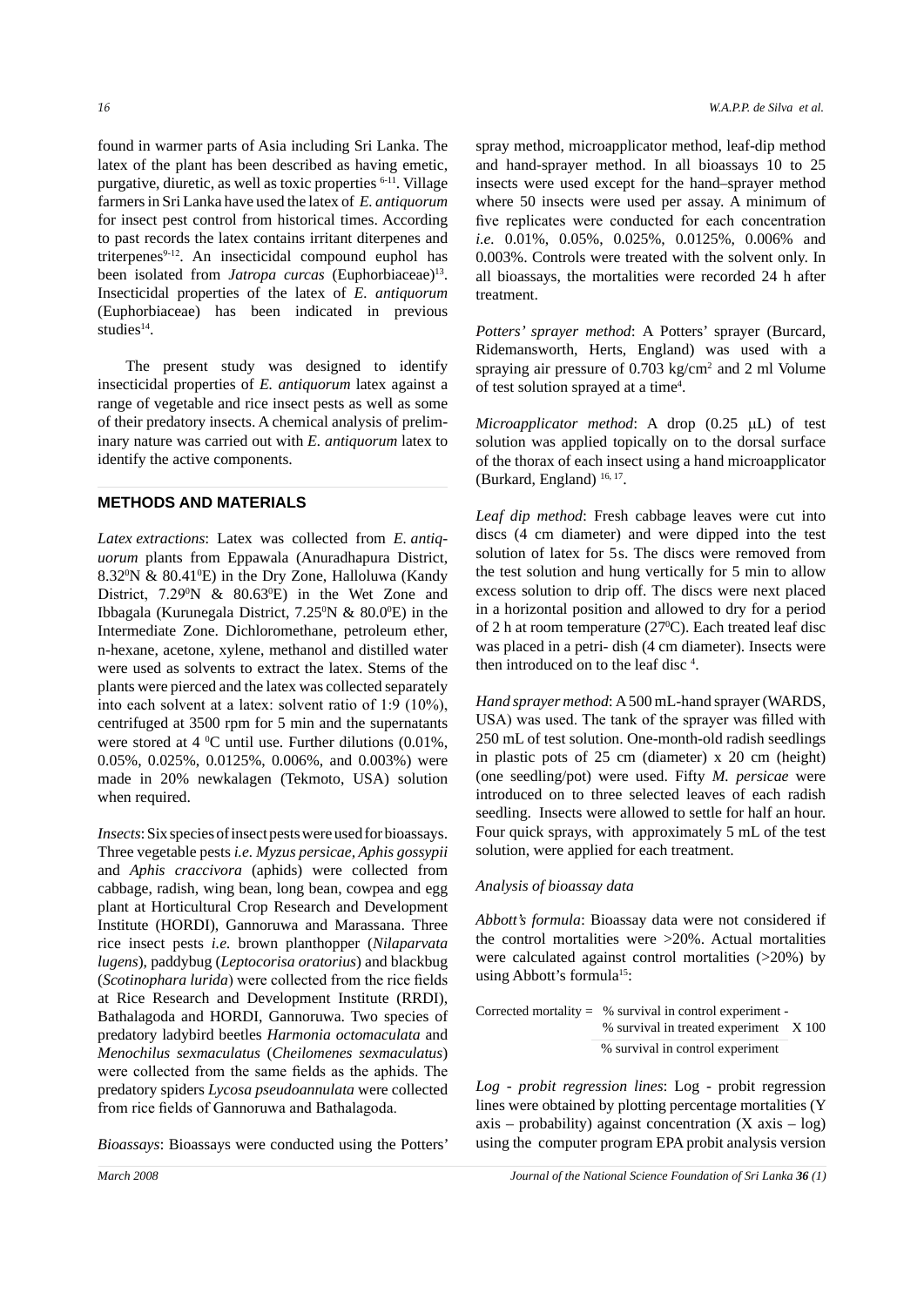found in warmer parts of Asia including Sri Lanka. The latex of the plant has been described as having emetic, purgative, diuretic, as well as toxic properties [6-11]. Village farmers in Sri Lanka have used the latex of *E. antiquorum* for insect pest control from historical times. According to past records the latex contains irritant diterpenes and triterpenes[9-12]. An insecticidal compound euphol has been isolated from *Jatropa curcas* (Euphorbiaceae)[13]. Insecticidal properties of the latex of *E. antiquorum* (Euphorbiaceae) has been indicated in previous studies[14].

The present study was designed to identify insecticidal properties of *E. antiquorum* latex against a range of vegetable and rice insect pests as well as some of their predatory insects. A chemical analysis of preliminary nature was carried out with *E. antiquorum* latex to identify the active components.

## METHODS AND MATERIALS

*Latex extractions*: Latex was collected from *E. antiquorum* plants from Eppawala (Anuradhapura District, $8.32^0$N & $80.41^0$E) in the Dry Zone, Halloluwa (Kandy District, $7.29^0$N & $80.63^0$E) in the Wet Zone and Ibbagala (Kurunegala District, $7.25^0$N & $80.0^0$E) in the Intermediate Zone. Dichloromethane, petroleum ether, n-hexane, acetone, xylene, methanol and distilled water were used as solvents to extract the latex. Stems of the plants were pierced and the latex was collected separately into each solvent at a latex: solvent ratio of 1:9 (10%), centrifuged at 3500 rpm for 5 min and the supernatants were stored at 4 $^0$C until use. Further dilutions (0.01%, 0.05%, 0.025%, 0.0125%, 0.006%, and 0.003%) were made in 20% newkalagen (Tekmoto, USA) solution when required.

*Insects*: Six species of insect pests were used for bioassays. Three vegetable pests *i.e. Myzus persicae, Aphis gossypii* and *Aphis craccivora* (aphids) were collected from cabbage, radish, wing bean, long bean, cowpea and egg plant at Horticultural Crop Research and Development Institute (HORDI), Gannoruwa and Marassana. Three rice insect pests *i.e.* brown planthopper (*Nilaparvata lugens*), paddybug (*Leptocorisa oratorius*) and blackbug (*Scotinophara lurida*) were collected from the rice fields at Rice Research and Development Institute (RRDI), Bathalagoda and HORDI, Gannoruwa. Two species of predatory ladybird beetles *Harmonia octomaculata* and *Menochilus sexmaculatus* (*Cheilomenes sexmaculatus*) were collected from the same fields as the aphids. The predatory spiders *Lycosa pseudoannulata* were collected from rice fields of Gannoruwa and Bathalagoda.

*Bioassays*: Bioassays were conducted using the Potters' spray method, microapplicator method, leaf-dip method and hand-sprayer method. In all bioassays 10 to 25 insects were used except for the hand–sprayer method where 50 insects were used per assay. A minimum of five replicates were conducted for each concentration *i.e.* 0.01%, 0.05%, 0.025%, 0.0125%, 0.006% and 0.003%. Controls were treated with the solvent only. In all bioassays, the mortalities were recorded 24 h after treatment.

*Potters' sprayer method*: A Potters' sprayer (Burcard, Ridemansworth, Herts, England) was used with a spraying air pressure of 0.703 kg/cm$^2$ and 2 ml Volume of test solution sprayed at a time[4].

*Microapplicator method*: A drop (0.25 μL) of test solution was applied topically on to the dorsal surface of the thorax of each insect using a hand microapplicator (Burkard, England) [16, 17].

*Leaf dip method*: Fresh cabbage leaves were cut into discs (4 cm diameter) and were dipped into the test solution of latex for 5s. The discs were removed from the test solution and hung vertically for 5 min to allow excess solution to drip off. The discs were next placed in a horizontal position and allowed to dry for a period of 2 h at room temperature (27$^0$C). Each treated leaf disc was placed in a petri- dish (4 cm diameter). Insects were then introduced on to the leaf disc [4].

*Hand sprayer method*: A 500 mL-hand sprayer (WARDS, USA) was used. The tank of the sprayer was filled with 250 mL of test solution. One-month-old radish seedlings in plastic pots of 25 cm (diameter) x 20 cm (height) (one seedling/pot) were used. Fifty *M. persicae* were introduced on to three selected leaves of each radish seedling. Insects were allowed to settle for half an hour. Four quick sprays, with approximately 5 mL of the test solution, were applied for each treatment.

*Analysis of bioassay data*

*Abbott's formula*: Bioassay data were not considered if the control mortalities were >20%. Actual mortalities were calculated against control mortalities (>20%) by using Abbott's formula[15]:

$$\text{Corrected mortality} = \frac{\text{\% survival in control experiment} - \text{\% survival in treated experiment}}{\text{\% survival in control experiment}} \times 100$$

*Log - probit regression lines*: Log - probit regression lines were obtained by plotting percentage mortalities (Y axis – probability) against concentration (X axis – log) using the computer program EPA probit analysis version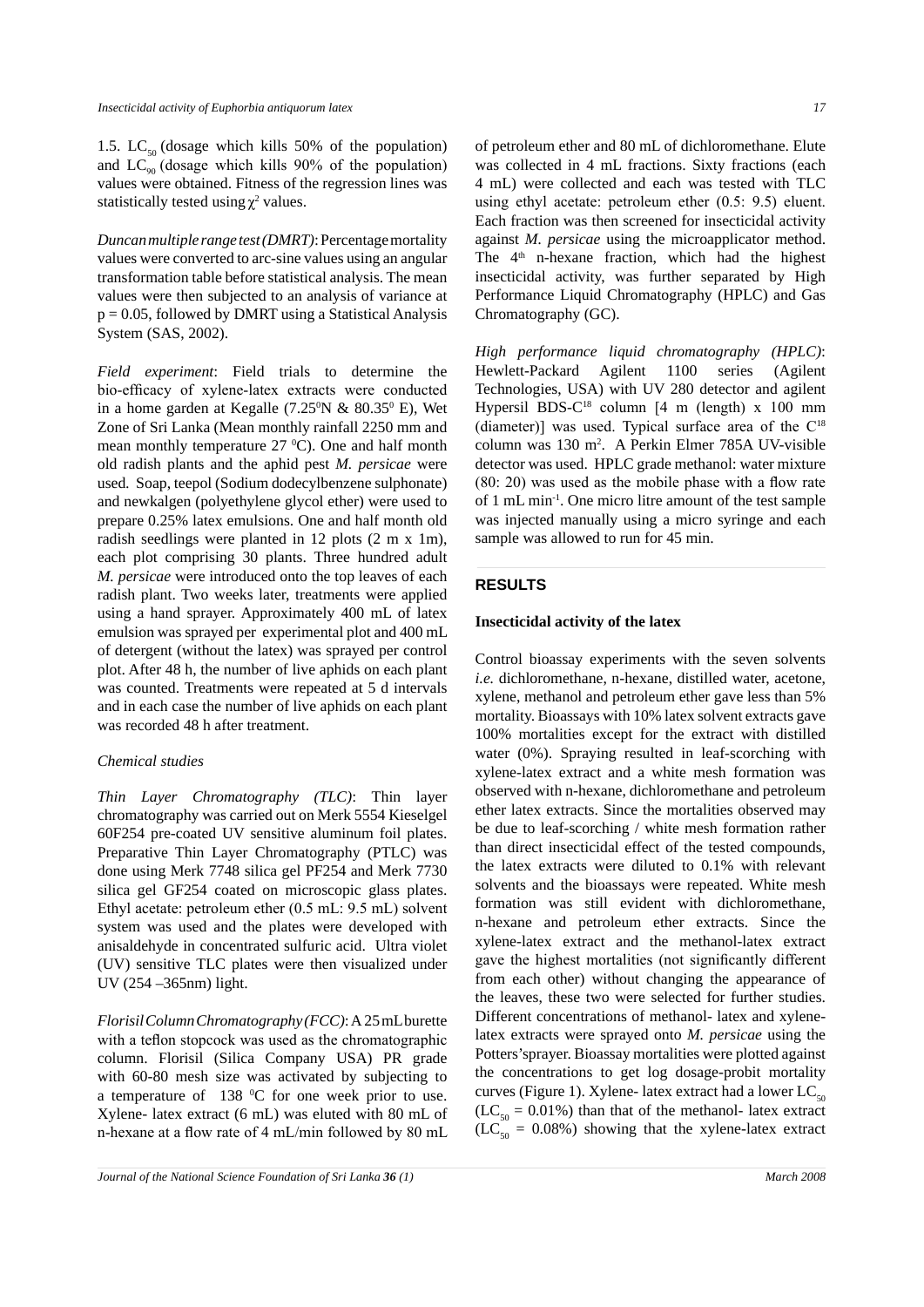1.5. $LC_{50}$ (dosage which kills 50% of the population) and $LC_{90}$ (dosage which kills 90% of the population) values were obtained. Fitness of the regression lines was statistically tested using $\chi^2$ values.

*Duncan multiple range test (DMRT)*: Percentage mortality values were converted to arc-sine values using an angular transformation table before statistical analysis. The mean values were then subjected to an analysis of variance at $p = 0.05$, followed by DMRT using a Statistical Analysis System (SAS, 2002).

*Field experiment*: Field trials to determine the bio-efficacy of xylene-latex extracts were conducted in a home garden at Kegalle ($7.25^0$N & $80.35^0$ E), Wet Zone of Sri Lanka (Mean monthly rainfall 2250 mm and mean monthly temperature 27 $^0$C). One and half month old radish plants and the aphid pest *M. persicae* were used. Soap, teepol (Sodium dodecylbenzene sulphonate) and newkalgen (polyethylene glycol ether) were used to prepare 0.25% latex emulsions. One and half month old radish seedlings were planted in 12 plots (2 m x 1m), each plot comprising 30 plants. Three hundred adult *M. persicae* were introduced onto the top leaves of each radish plant. Two weeks later, treatments were applied using a hand sprayer. Approximately 400 mL of latex emulsion was sprayed per experimental plot and 400 mL of detergent (without the latex) was sprayed per control plot. After 48 h, the number of live aphids on each plant was counted. Treatments were repeated at 5 d intervals and in each case the number of live aphids on each plant was recorded 48 h after treatment.

*Chemical studies*

*Thin Layer Chromatography (TLC)*: Thin layer chromatography was carried out on Merk 5554 Kieselgel 60F254 pre-coated UV sensitive aluminum foil plates. Preparative Thin Layer Chromatography (PTLC) was done using Merk 7748 silica gel PF254 and Merk 7730 silica gel GF254 coated on microscopic glass plates. Ethyl acetate: petroleum ether (0.5 mL: 9.5 mL) solvent system was used and the plates were developed with anisaldehyde in concentrated sulfuric acid. Ultra violet (UV) sensitive TLC plates were then visualized under UV (254 –365nm) light.

*Florisil Column Chromatography (FCC)*: A 25 mL burette with a teflon stopcock was used as the chromatographic column. Florisil (Silica Company USA) PR grade with 60-80 mesh size was activated by subjecting to a temperature of 138 $^0$C for one week prior to use. Xylene- latex extract (6 mL) was eluted with 80 mL of n-hexane at a flow rate of 4 mL/min followed by 80 mL of petroleum ether and 80 mL of dichloromethane. Elute was collected in 4 mL fractions. Sixty fractions (each 4 mL) were collected and each was tested with TLC using ethyl acetate: petroleum ether (0.5: 9.5) eluent. Each fraction was then screened for insecticidal activity against *M. persicae* using the microapplicator method. The 4$^{th}$ n-hexane fraction, which had the highest insecticidal activity, was further separated by High Performance Liquid Chromatography (HPLC) and Gas Chromatography (GC).

*High performance liquid chromatography (HPLC)*: Hewlett-Packard Agilent 1100 series (Agilent Technologies, USA) with UV 280 detector and agilent Hypersil BDS-$C^{18}$ column [4 m (length) x 100 mm (diameter)] was used. Typical surface area of the $C^{18}$ column was 130 $m^2$. A Perkin Elmer 785A UV-visible detector was used. HPLC grade methanol: water mixture (80: 20) was used as the mobile phase with a flow rate of 1 mL $min^{-1}$. One micro litre amount of the test sample was injected manually using a micro syringe and each sample was allowed to run for 45 min.

## RESULTS

### Insecticidal activity of the latex

Control bioassay experiments with the seven solvents *i.e.* dichloromethane, n-hexane, distilled water, acetone, xylene, methanol and petroleum ether gave less than 5% mortality. Bioassays with 10% latex solvent extracts gave 100% mortalities except for the extract with distilled water (0%). Spraying resulted in leaf-scorching with xylene-latex extract and a white mesh formation was observed with n-hexane, dichloromethane and petroleum ether latex extracts. Since the mortalities observed may be due to leaf-scorching / white mesh formation rather than direct insecticidal effect of the tested compounds, the latex extracts were diluted to 0.1% with relevant solvents and the bioassays were repeated. White mesh formation was still evident with dichloromethane, n-hexane and petroleum ether extracts. Since the xylene-latex extract and the methanol-latex extract gave the highest mortalities (not significantly different from each other) without changing the appearance of the leaves, these two were selected for further studies. Different concentrations of methanol- latex and xylene-latex extracts were sprayed onto *M. persicae* using the Potters'sprayer. Bioassay mortalities were plotted against the concentrations to get log dosage-probit mortality curves (Figure 1). Xylene- latex extract had a lower $LC_{50}$ ($LC_{50}$ = 0.01%) than that of the methanol- latex extract ($LC_{50}$ = 0.08%) showing that the xylene-latex extract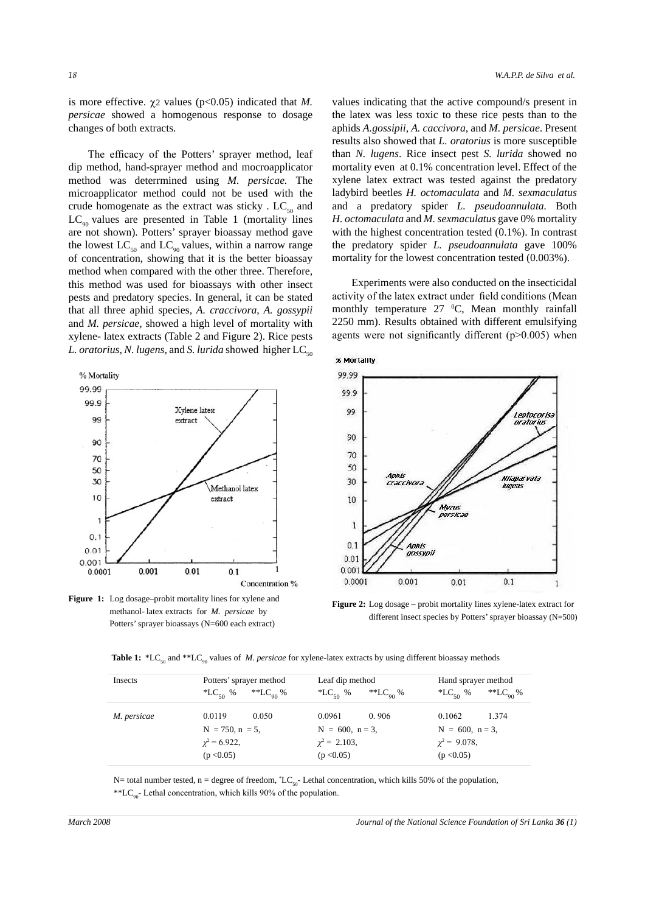is more effective. $\chi^2$ values ($p<0.05$) indicated that *M. persicae* showed a homogenous response to dosage changes of both extracts.

The efficacy of the Potters' sprayer method, leaf dip method, hand-sprayer method and mocroapplicator method was deterrmined using *M. persicae.* The microapplicator method could not be used with the crude homogenate as the extract was sticky . $LC_{50}$ and $LC_{90}$ values are presented in Table 1 (mortality lines are not shown). Potters' sprayer bioassay method gave the lowest $LC_{50}$ and $LC_{90}$ values, within a narrow range of concentration, showing that it is the better bioassay method when compared with the other three. Therefore, this method was used for bioassays with other insect pests and predatory species. In general, it can be stated that all three aphid species, *A. craccivora*, *A. gossypii* and *M. persicae,* showed a high level of mortality with xylene- latex extracts (Table 2 and Figure 2). Rice pests *L. oratorius*, *N. lugens*, and *S. lurida* showed higher $LC_{50}$ values indicating that the active compound/s present in the latex was less toxic to these rice pests than to the aphids *A.gossipii*, *A. caccivora*, and *M. persicae*. Present results also showed that *L. oratorius* is more susceptible than *N. lugens*. Rice insect pest *S. lurida* showed no mortality even at 0.1% concentration level. Effect of the xylene latex extract was tested against the predatory ladybird beetles *H. octomaculata* and *M. sexmaculatus* and a predatory spider *L. pseudoannulata.* Both *H. octomaculata* and *M. sexmaculatus* gave 0% mortality with the highest concentration tested (0.1%). In contrast the predatory spider *L. pseudoannulata* gave 100% mortality for the lowest concentration tested (0.003%).

Experiments were also conducted on the insecticidal activity of the latex extract under field conditions (Mean monthly temperature 27 $^0$C, Mean monthly rainfall 2250 mm). Results obtained with different emulsifying agents were not significantly different ($p>0.005$) when

**Figure 1:** Log dosage–probit mortality lines for xylene and methanol- latex extracts for *M. persicae* by Potters' sprayer bioassays (N=600 each extract)

**Figure 2:** Log dosage – probit mortality lines xylene-latex extract for different insect species by Potters' sprayer bioassay (N=500)

**Table 1:** $^*LC_{50}$ and $^{**}LC_{90}$ values of *M. persicae* for xylene-latex extracts by using different bioassay methods

| Insects | Potters' sprayer method | | Leaf dip method | | Hand sprayer method | |
|---|---|---|---|---|---|---|
| | $^*LC_{50}$ % | $^{**}LC_{90}$ % | $^*LC_{50}$ % | $^{**}LC_{90}$ % | $^*LC_{50}$ % | $^{**}LC_{90}$ % |
| *M. persicae* | 0.0119 | 0.050 | 0.0961 | 0. 906 | 0.1062 | 1.374 |
| | N = 750, n = 5, | | N = 600, n = 3, | | N = 600, n = 3, | |
| | $\chi^2$ = 6.922, | | $\chi^2$ = 2.103, | | $\chi^2$ = 9.078, | |
| | ($p <0.05$) | | ($p <0.05$) | | ($p <0.05$) | |

N= total number tested, n = degree of freedom, $^*LC_{50}$- Lethal concentration, which kills 50% of the population, $^{**}LC_{90}$- Lethal concentration, which kills 90% of the population.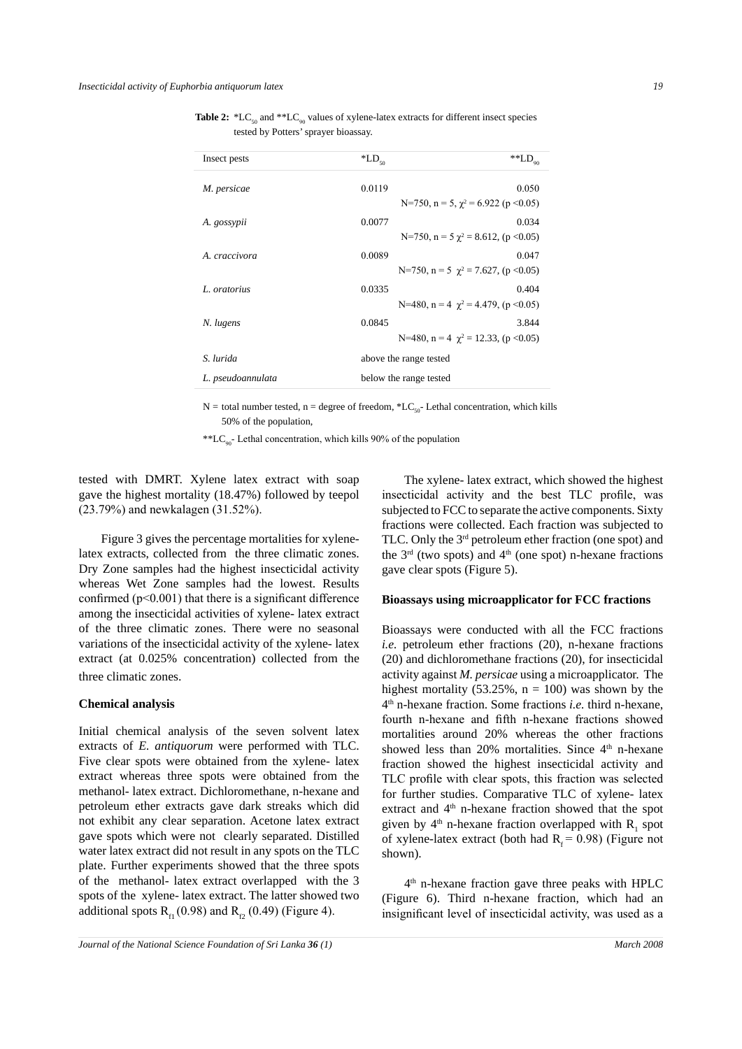**Table 2:** $*LC_{50}$ and $**LC_{90}$ values of xylene-latex extracts for different insect species tested by Potters' sprayer bioassay.

| Insect pests | $*LD_{50}$ | $**LD_{90}$ |
|---|---|---|
| *M. persicae* | 0.0119 | 0.050 |
| | | N=750, n = 5, $\chi^2$ = 6.922 (p <0.05) |
| *A. gossypii* | 0.0077 | 0.034 |
| | | N=750, n = 5 $\chi^2$ = 8.612, (p <0.05) |
| *A. craccivora* | 0.0089 | 0.047 |
| | | N=750, n = 5 $\chi^2$ = 7.627, (p <0.05) |
| *L. oratorius* | 0.0335 | 0.404 |
| | | N=480, n = 4 $\chi^2$ = 4.479, (p <0.05) |
| *N. lugens* | 0.0845 | 3.844 |
| | | N=480, n = 4 $\chi^2$ = 12.33, (p <0.05) |
| *S. lurida* | above the range tested | |
| *L. pseudoannulata* | below the range tested | |

N = total number tested, n = degree of freedom, $*LC_{50}$- Lethal concentration, which kills 50% of the population,

$**LC_{90}$- Lethal concentration, which kills 90% of the population

tested with DMRT. Xylene latex extract with soap gave the highest mortality (18.47%) followed by teepol (23.79%) and newkalagen (31.52%).

Figure 3 gives the percentage mortalities for xylene-latex extracts, collected from the three climatic zones. Dry Zone samples had the highest insecticidal activity whereas Wet Zone samples had the lowest. Results confirmed ($p<0.001$) that there is a significant difference among the insecticidal activities of xylene- latex extract of the three climatic zones. There were no seasonal variations of the insecticidal activity of the xylene- latex extract (at 0.025% concentration) collected from the three climatic zones.

**Chemical analysis**

Initial chemical analysis of the seven solvent latex extracts of *E. antiquorum* were performed with TLC. Five clear spots were obtained from the xylene- latex extract whereas three spots were obtained from the methanol- latex extract. Dichloromethane, n-hexane and petroleum ether extracts gave dark streaks which did not exhibit any clear separation. Acetone latex extract gave spots which were not clearly separated. Distilled water latex extract did not result in any spots on the TLC plate. Further experiments showed that the three spots of the methanol- latex extract overlapped with the 3 spots of the xylene- latex extract. The latter showed two additional spots $R_{f1}$ (0.98) and $R_{f2}$ (0.49) (Figure 4).

The xylene- latex extract, which showed the highest insecticidal activity and the best TLC profile, was subjected to FCC to separate the active components. Sixty fractions were collected. Each fraction was subjected to TLC. Only the 3rd petroleum ether fraction (one spot) and the 3rd (two spots) and 4th (one spot) n-hexane fractions gave clear spots (Figure 5).

**Bioassays using microapplicator for FCC fractions**

Bioassays were conducted with all the FCC fractions *i.e.* petroleum ether fractions (20), n-hexane fractions (20) and dichloromethane fractions (20), for insecticidal activity against *M. persicae* using a microapplicator. The highest mortality (53.25%, n = 100) was shown by the 4th n-hexane fraction. Some fractions *i.e.* third n-hexane, fourth n-hexane and fifth n-hexane fractions showed mortalities around 20% whereas the other fractions showed less than 20% mortalities. Since 4th n-hexane fraction showed the highest insecticidal activity and TLC profile with clear spots, this fraction was selected for further studies. Comparative TLC of xylene- latex extract and 4th n-hexane fraction showed that the spot given by 4th n-hexane fraction overlapped with $R_1$ spot of xylene-latex extract (both had $R_f = 0.98$) (Figure not shown).

4th n-hexane fraction gave three peaks with HPLC (Figure 6). Third n-hexane fraction, which had an insignificant level of insecticidal activity, was used as a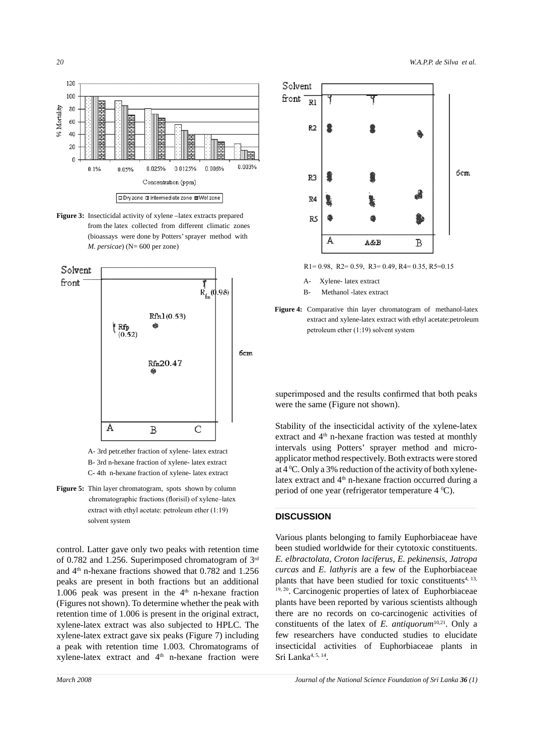Figure 3: Insecticidal activity of xylene –latex extracts prepared from the latex collected from different climatic zones (bioassays were done by Potters' sprayer method with *M. persicae*) (N= 600 per zone)

Figure 5: Thin layer chromatogram, spots shown by column chromatographic fractions (florisil) of xylene–latex extract with ethyl acetate: petroleum ether (1:19) solvent system

A- 3rd petr.ether fraction of xylene- latex extract
B- 3rd n-hexane fraction of xylene- latex extract
C- 4th n-hexane fraction of xylene- latex extract

control. Latter gave only two peaks with retention time of 0.782 and 1.256. Superimposed chromatogram of 3rd and 4th n-hexane fractions showed that 0.782 and 1.256 peaks are present in both fractions but an additional 1.006 peak was present in the 4th n-hexane fraction (Figures not shown). To determine whether the peak with retention time of 1.006 is present in the original extract, xylene-latex extract was also subjected to HPLC. The xylene-latex extract gave six peaks (Figure 7) including a peak with retention time 1.003. Chromatograms of xylene-latex extract and 4th n-hexane fraction were superimposed and the results confirmed that both peaks were the same (Figure not shown).

R1= 0.98, R2= 0.59, R3= 0.49, R4= 0.35, R5=0.15

A- Xylene- latex extract
B- Methanol -latex extract

Figure 4: Comparative thin layer chromatogram of methanol-latex extract and xylene-latex extract with ethyl acetate:petroleum petroleum ether (1:19) solvent system

Stability of the insecticidal activity of the xylene-latex extract and 4th n-hexane fraction was tested at monthly intervals using Potters' sprayer method and micro-applicator method respectively. Both extracts were stored at 4 $^0$C. Only a 3% reduction of the activity of both xylene-latex extract and 4th n-hexane fraction occurred during a period of one year (refrigerator temperature 4 $^0$C).

## DISCUSSION

Various plants belonging to family Euphorbiaceae have been studied worldwide for their cytotoxic constituents. *E. elbractolata, Croton laciferus, E. pekinensis, Jatropa curcas* and *E. lathyris* are a few of the Euphorbiaceae plants that have been studied for toxic constituents[4, 13, 19, 20]. Carcinogenic properties of latex of Euphorbiaceae plants have been reported by various scientists although there are no records on co-carcinogenic activities of constituents of the latex of *E. antiquorum*[10,21]. Only a few researchers have conducted studies to elucidate insecticidal activities of Euphorbiaceae plants in Sri Lanka[4, 5, 14].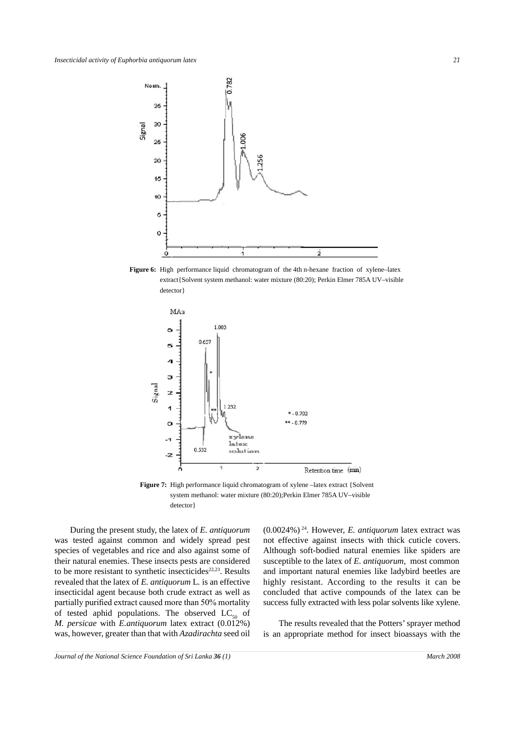**Figure 6:** High performance liquid chromatogram of the 4th n-hexane fraction of xylene–latex extract{Solvent system methanol: water mixture (80:20); Perkin Elmer 785A UV–visible detector}

**Figure 7:** High performance liquid chromatogram of xylene –latex extract {Solvent system methanol: water mixture (80:20);Perkin Elmer 785A UV–visible detector}

During the present study, the latex of *E. antiquorum* was tested against common and widely spread pest species of vegetables and rice and also against some of their natural enemies. These insects pests are considered to be more resistant to synthetic insecticides[22,23]. Results revealed that the latex of *E. antiquorum* L. is an effective insecticidal agent because both crude extract as well as partially purified extract caused more than 50% mortality of tested aphid populations. The observed $LC_{50}$ of *M. persicae* with *E.antiquorum* latex extract (0.012%) was, however, greater than that with *Azadirachta* seed oil (0.0024%) [24]. However, *E. antiquorum* latex extract was not effective against insects with thick cuticle covers. Although soft-bodied natural enemies like spiders are susceptible to the latex of *E. antiquorum*, most common and important natural enemies like ladybird beetles are highly resistant. According to the results it can be concluded that active compounds of the latex can be success fully extracted with less polar solvents like xylene.

The results revealed that the Potters' sprayer method is an appropriate method for insect bioassays with the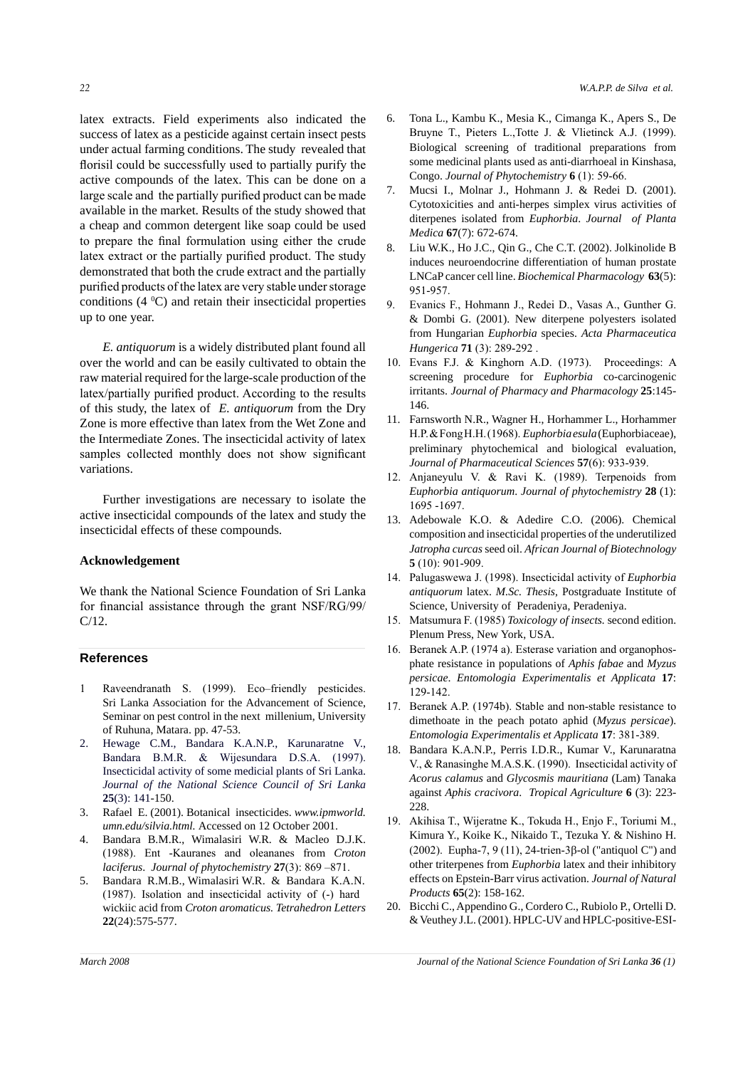latex extracts. Field experiments also indicated the success of latex as a pesticide against certain insect pests under actual farming conditions. The study revealed that florisil could be successfully used to partially purify the active compounds of the latex. This can be done on a large scale and the partially purified product can be made available in the market. Results of the study showed that a cheap and common detergent like soap could be used to prepare the final formulation using either the crude latex extract or the partially purified product. The study demonstrated that both the crude extract and the partially purified products of the latex are very stable under storage conditions (4 $^0$C) and retain their insecticidal properties up to one year.

*E. antiquorum* is a widely distributed plant found all over the world and can be easily cultivated to obtain the raw material required for the large-scale production of the latex/partially purified product. According to the results of this study, the latex of *E. antiquorum* from the Dry Zone is more effective than latex from the Wet Zone and the Intermediate Zones. The insecticidal activity of latex samples collected monthly does not show significant variations.

Further investigations are necessary to isolate the active insecticidal compounds of the latex and study the insecticidal effects of these compounds.

### Acknowledgement

We thank the National Science Foundation of Sri Lanka for financial assistance through the grant NSF/RG/99/C/12.

## References

1. Raveendranath S. (1999). Eco–friendly pesticides. Sri Lanka Association for the Advancement of Science, Seminar on pest control in the next millenium, University of Ruhuna, Matara. pp. 47-53.
2. Hewage C.M., Bandara K.A.N.P., Karunaratne V., Bandara B.M.R. & Wijesundara D.S.A. (1997). Insecticidal activity of some medicial plants of Sri Lanka. *Journal of the National Science Council of Sri Lanka* **25**(3): 141-150.
3. Rafael E. (2001). Botanical insecticides. *www.ipmworld.umn.edu/silvia.html.* Accessed on 12 October 2001.
4. Bandara B.M.R., Wimalasiri W.R. & Macleo D.J.K. (1988). Ent -Kauranes and oleananes from *Croton laciferus*. *Journal of phytochemistry* **27**(3): 869 –871.
5. Bandara R.M.B., Wimalasiri W.R. & Bandara K.A.N. (1987). Isolation and insecticidal activity of (-) hard wickiic acid from *Croton aromaticus. Tetrahedron Letters* **22**(24):575-577.
6. Tona L., Kambu K., Mesia K., Cimanga K., Apers S., De Bruyne T., Pieters L.,Totte J. & Vlietinck A.J. (1999). Biological screening of traditional preparations from some medicinal plants used as anti-diarrhoeal in Kinshasa, Congo. *Journal of Phytochemistry* **6** (1): 59-66.
7. Mucsi I., Molnar J., Hohmann J. & Redei D. (2001). Cytotoxicities and anti-herpes simplex virus activities of diterpenes isolated from *Euphorbia*. *Journal of Planta Medica* **67**(7): 672-674.
8. Liu W.K., Ho J.C., Qin G., Che C.T. (2002). Jolkinolide B induces neuroendocrine differentiation of human prostate LNCaP cancer cell line. *Biochemical Pharmacology* **63**(5): 951-957.
9. Evanics F., Hohmann J., Redei D., Vasas A., Gunther G. & Dombi G. (2001). New diterpene polyesters isolated from Hungarian *Euphorbia* species. *Acta Pharmaceutica Hungerica* **71** (3): 289-292 .
10. Evans F.J. & Kinghorn A.D. (1973). Proceedings: A screening procedure for *Euphorbia* co-carcinogenic irritants. *Journal of Pharmacy and Pharmacology* **25**:145-146.
11. Farnsworth N.R., Wagner H., Horhammer L., Horhammer H.P. & Fong H.H. (1968). *Euphorbia esula* (Euphorbiaceae), preliminary phytochemical and biological evaluation, *Journal of Pharmaceutical Sciences* **57**(6): 933-939.
12. Anjaneyulu V. & Ravi K. (1989). Terpenoids from *Euphorbia antiquorum*. *Journal of phytochemistry* **28** (1): 1695 -1697.
13. Adebowale K.O. & Adedire C.O. (2006). Chemical composition and insecticidal properties of the underutilized *Jatropha curcas* seed oil. *African Journal of Biotechnology* **5** (10): 901-909.
14. Palugaswewa J. (1998). Insecticidal activity of *Euphorbia antiquorum* latex. *M.Sc. Thesis,* Postgraduate Institute of Science, University of Peradeniya, Peradeniya.
15. Matsumura F. (1985) *Toxicology of insects.* second edition. Plenum Press, New York, USA.
16. Beranek A.P. (1974 a). Esterase variation and organophosphate resistance in populations of *Aphis fabae* and *Myzus persicae*. *Entomologia Experimentalis et Applicata* **17**: 129-142.
17. Beranek A.P. (1974b). Stable and non-stable resistance to dimethoate in the peach potato aphid (*Myzus persicae*). *Entomologia Experimentalis et Applicata* **17**: 381-389.
18. Bandara K.A.N.P., Perris I.D.R., Kumar V., Karunaratna V., & Ranasinghe M.A.S.K. (1990). Insecticidal activity of *Acorus calamus* and *Glycosmis mauritiana* (Lam) Tanaka against *Aphis cracivora*. *Tropical Agriculture* **6** (3): 223-228.
19. Akihisa T., Wijeratne K., Tokuda H., Enjo F., Toriumi M., Kimura Y., Koike K., Nikaido T., Tezuka Y. & Nishino H. (2002). Eupha-7, 9 (11), 24-trien-3β-ol ("antiquol C") and other triterpenes from *Euphorbia* latex and their inhibitory effects on Epstein-Barr virus activation. *Journal of Natural Products* **65**(2): 158-162.
20. Bicchi C., Appendino G., Cordero C., Rubiolo P., Ortelli D. & Veuthey J.L. (2001). HPLC-UV and HPLC-positive-ESI-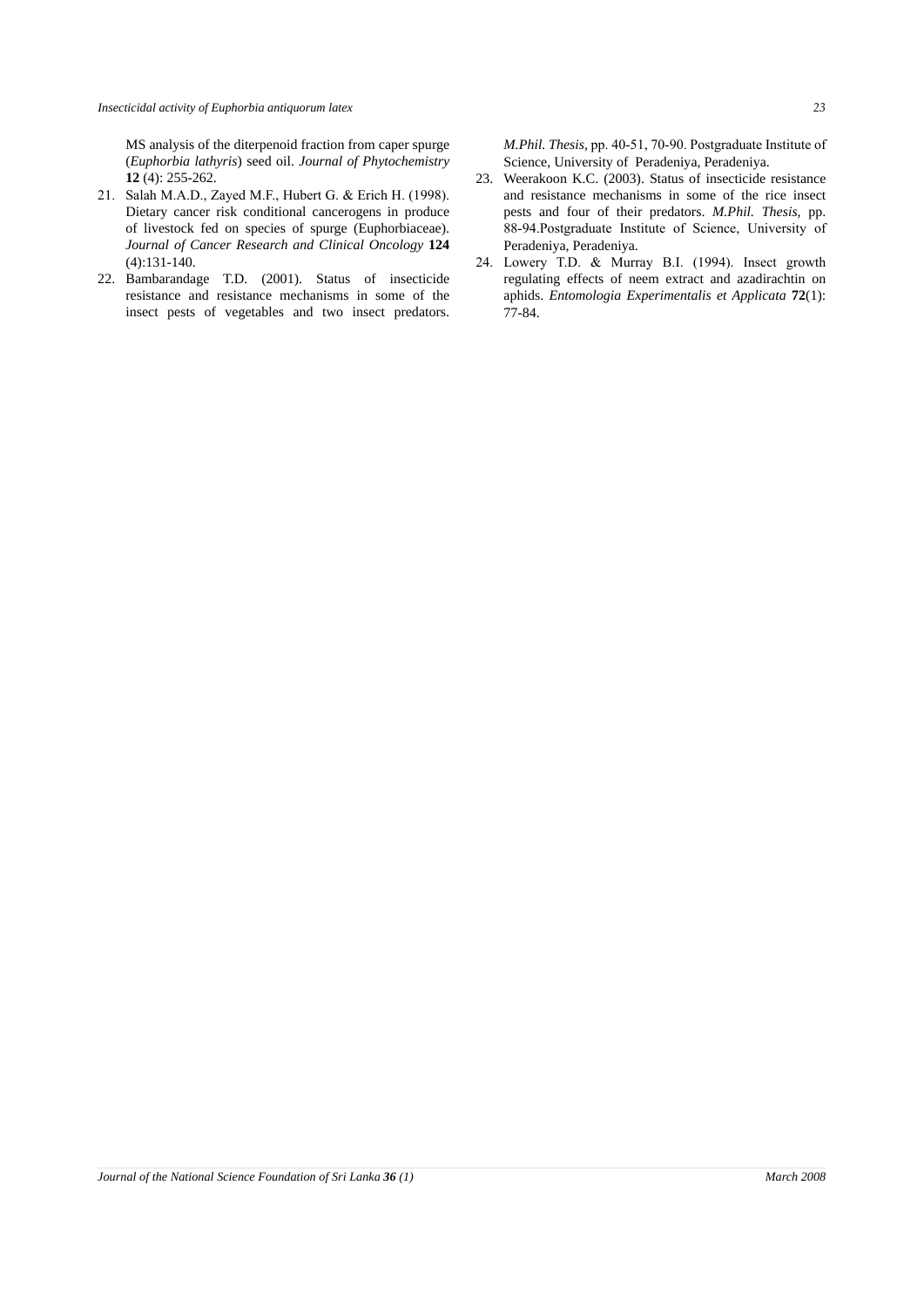MS analysis of the diterpenoid fraction from caper spurge (*Euphorbia lathyris*) seed oil. *Journal of Phytochemistry* **12** (4): 255-262.

21. Salah M.A.D., Zayed M.F., Hubert G. & Erich H. (1998). Dietary cancer risk conditional cancerogens in produce of livestock fed on species of spurge (Euphorbiaceae). *Journal of Cancer Research and Clinical Oncology* **124** (4):131-140.
22. Bambarandage T.D. (2001). Status of insecticide resistance and resistance mechanisms in some of the insect pests of vegetables and two insect predators. *M.Phil. Thesis,* pp. 40-51, 70-90. Postgraduate Institute of Science, University of Peradeniya, Peradeniya.
23. Weerakoon K.C. (2003). Status of insecticide resistance and resistance mechanisms in some of the rice insect pests and four of their predators. *M.Phil. Thesis,* pp. 88-94.Postgraduate Institute of Science, University of Peradeniya, Peradeniya.
24. Lowery T.D. & Murray B.I. (1994). Insect growth regulating effects of neem extract and azadirachtin on aphids. *Entomologia Experimentalis et Applicata* **72**(1): 77-84.